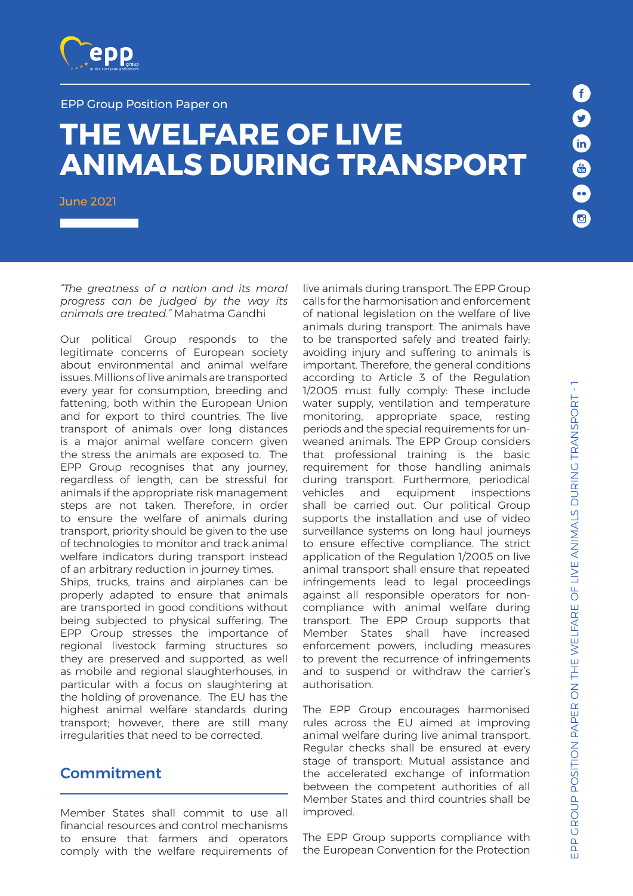EPP Group Position Paper on

# THE WELFARE OF LIVE ANIMALS DURING TRANSPORT

June 2021

*"The greatness of a nation and its moral progress can be judged by the way its animals are treated."* Mahatma Gandhi

Our political Group responds to the legitimate concerns of European society about environmental and animal welfare issues. Millions of live animals are transported every year for consumption, breeding and fattening, both within the European Union and for export to third countries. The live transport of animals over long distances is a major animal welfare concern given the stress the animals are exposed to. The EPP Group recognises that any journey, regardless of length, can be stressful for animals if the appropriate risk management steps are not taken. Therefore, in order to ensure the welfare of animals during transport, priority should be given to the use of technologies to monitor and track animal welfare indicators during transport instead of an arbitrary reduction in journey times. Ships, trucks, trains and airplanes can be properly adapted to ensure that animals are transported in good conditions without being subjected to physical suffering. The EPP Group stresses the importance of regional livestock farming structures so they are preserved and supported, as well as mobile and regional slaughterhouses, in particular with a focus on slaughtering at the holding of provenance. The EU has the highest animal welfare standards during transport; however, there are still many irregularities that need to be corrected.

## Commitment

Member States shall commit to use all financial resources and control mechanisms to ensure that farmers and operators comply with the welfare requirements of live animals during transport. The EPP Group calls for the harmonisation and enforcement of national legislation on the welfare of live animals during transport. The animals have to be transported safely and treated fairly; avoiding injury and suffering to animals is important. Therefore, the general conditions according to Article 3 of the Regulation 1/2005 must fully comply: These include water supply, ventilation and temperature monitoring, appropriate space, resting periods and the special requirements for un-weaned animals. The EPP Group considers that professional training is the basic requirement for those handling animals during transport. Furthermore, periodical vehicles and equipment inspections shall be carried out. Our political Group supports the installation and use of video surveillance systems on long haul journeys to ensure effective compliance. The strict application of the Regulation 1/2005 on live animal transport shall ensure that repeated infringements lead to legal proceedings against all responsible operators for non-compliance with animal welfare during transport. The EPP Group supports that Member States shall have increased enforcement powers, including measures to prevent the recurrence of infringements and to suspend or withdraw the carrier's authorisation.

The EPP Group encourages harmonised rules across the EU aimed at improving animal welfare during live animal transport. Regular checks shall be ensured at every stage of transport: Mutual assistance and the accelerated exchange of information between the competent authorities of all Member States and third countries shall be improved.

The EPP Group supports compliance with the European Convention for the Protection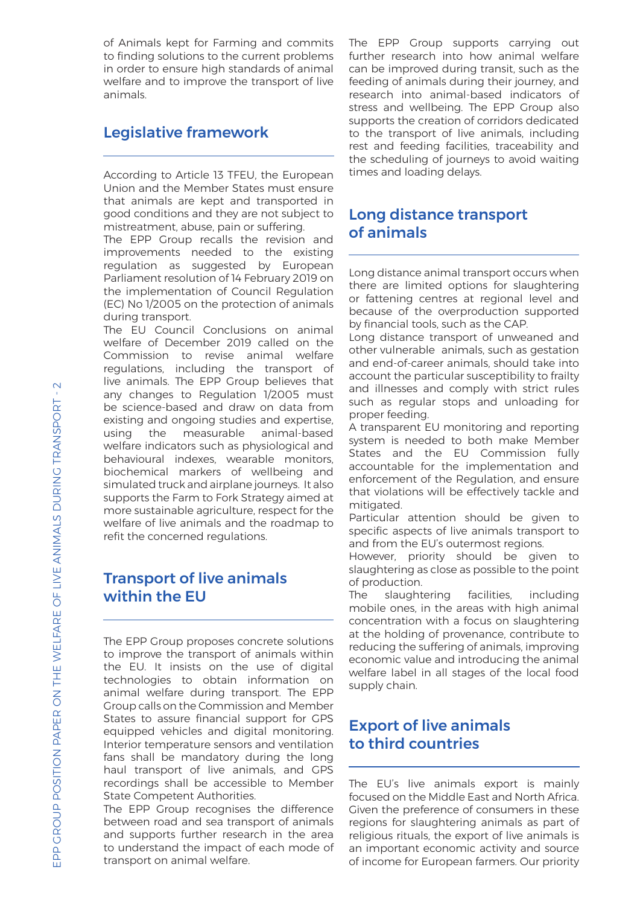of Animals kept for Farming and commits to finding solutions to the current problems in order to ensure high standards of animal welfare and to improve the transport of live animals.

## Legislative framework

According to Article 13 TFEU, the European Union and the Member States must ensure that animals are kept and transported in good conditions and they are not subject to mistreatment, abuse, pain or suffering.

The EPP Group recalls the revision and improvements needed to the existing regulation as suggested by European Parliament resolution of 14 February 2019 on the implementation of Council Regulation (EC) No 1/2005 on the protection of animals during transport.

The EU Council Conclusions on animal welfare of December 2019 called on the Commission to revise animal welfare regulations, including the transport of live animals. The EPP Group believes that any changes to Regulation 1/2005 must be science-based and draw on data from existing and ongoing studies and expertise, using the measurable animal-based welfare indicators such as physiological and behavioural indexes, wearable monitors, biochemical markers of wellbeing and simulated truck and airplane journeys. It also supports the Farm to Fork Strategy aimed at more sustainable agriculture, respect for the welfare of live animals and the roadmap to refit the concerned regulations.

## Transport of live animals within the EU

The EPP Group proposes concrete solutions to improve the transport of animals within the EU. It insists on the use of digital technologies to obtain information on animal welfare during transport. The EPP Group calls on the Commission and Member States to assure financial support for GPS equipped vehicles and digital monitoring. Interior temperature sensors and ventilation fans shall be mandatory during the long haul transport of live animals, and GPS recordings shall be accessible to Member State Competent Authorities.

The EPP Group recognises the difference between road and sea transport of animals and supports further research in the area to understand the impact of each mode of transport on animal welfare.

The EPP Group supports carrying out further research into how animal welfare can be improved during transit, such as the feeding of animals during their journey, and research into animal-based indicators of stress and wellbeing. The EPP Group also supports the creation of corridors dedicated to the transport of live animals, including rest and feeding facilities, traceability and the scheduling of journeys to avoid waiting times and loading delays.

## Long distance transport of animals

Long distance animal transport occurs when there are limited options for slaughtering or fattening centres at regional level and because of the overproduction supported by financial tools, such as the CAP.

Long distance transport of unweaned and other vulnerable animals, such as gestation and end-of-career animals, should take into account the particular susceptibility to frailty and illnesses and comply with strict rules such as regular stops and unloading for proper feeding.

A transparent EU monitoring and reporting system is needed to both make Member States and the EU Commission fully accountable for the implementation and enforcement of the Regulation, and ensure that violations will be effectively tackle and mitigated.

Particular attention should be given to specific aspects of live animals transport to and from the EU's outermost regions.

However, priority should be given to slaughtering as close as possible to the point of production.

The slaughtering facilities, including mobile ones, in the areas with high animal concentration with a focus on slaughtering at the holding of provenance, contribute to reducing the suffering of animals, improving economic value and introducing the animal welfare label in all stages of the local food supply chain.

## Export of live animals to third countries

The EU's live animals export is mainly focused on the Middle East and North Africa. Given the preference of consumers in these regions for slaughtering animals as part of religious rituals, the export of live animals is an important economic activity and source of income for European farmers. Our priority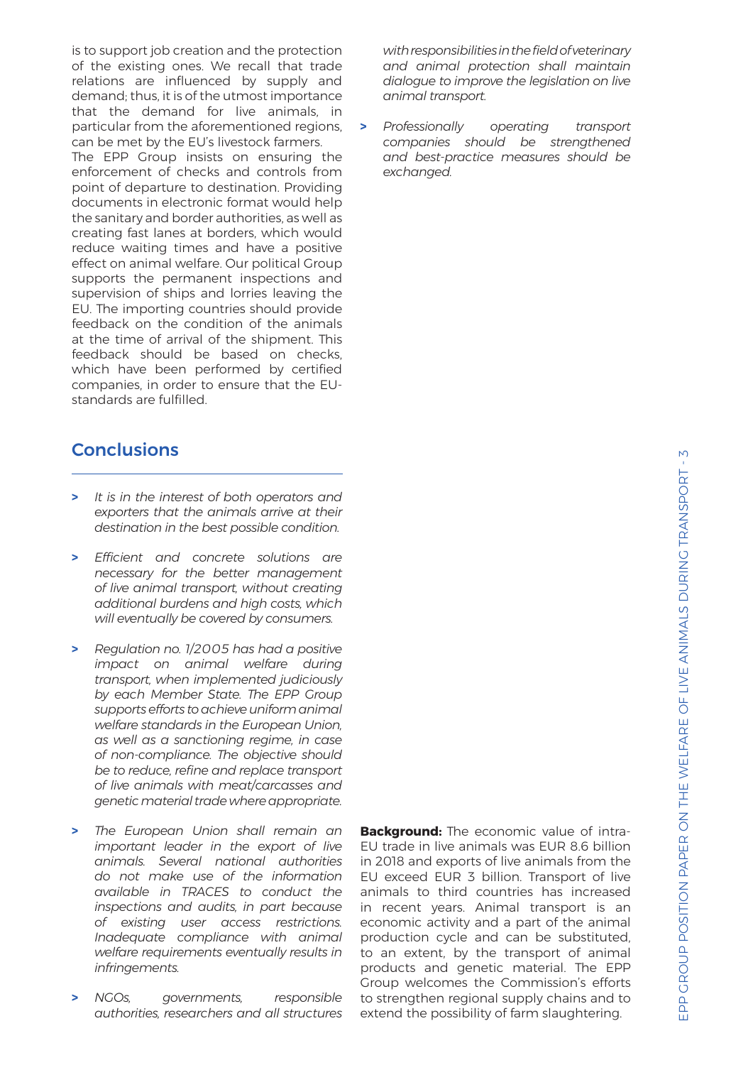is to support job creation and the protection of the existing ones. We recall that trade relations are influenced by supply and demand; thus, it is of the utmost importance that the demand for live animals, in particular from the aforementioned regions, can be met by the EU's livestock farmers.

The EPP Group insists on ensuring the enforcement of checks and controls from point of departure to destination. Providing documents in electronic format would help the sanitary and border authorities, as well as creating fast lanes at borders, which would reduce waiting times and have a positive effect on animal welfare. Our political Group supports the permanent inspections and supervision of ships and lorries leaving the EU. The importing countries should provide feedback on the condition of the animals at the time of arrival of the shipment. This feedback should be based on checks, which have been performed by certified companies, in order to ensure that the EU-standards are fulfilled.

## Conclusions

> *It is in the interest of both operators and exporters that the animals arrive at their destination in the best possible condition.*

> *Efficient and concrete solutions are necessary for the better management of live animal transport, without creating additional burdens and high costs, which will eventually be covered by consumers.*

> *Regulation no. 1/2005 has had a positive impact on animal welfare during transport, when implemented judiciously by each Member State. The EPP Group supports efforts to achieve uniform animal welfare standards in the European Union, as well as a sanctioning regime, in case of non-compliance. The objective should be to reduce, refine and replace transport of live animals with meat/carcasses and genetic material trade where appropriate.*

> *The European Union shall remain an important leader in the export of live animals. Several national authorities do not make use of the information available in TRACES to conduct the inspections and audits, in part because of existing user access restrictions. Inadequate compliance with animal welfare requirements eventually results in infringements.*

> *NGOs, governments, responsible authorities, researchers and all structures with responsibilities in the field of veterinary and animal protection shall maintain dialogue to improve the legislation on live animal transport.*

> *Professionally operating transport companies should be strengthened and best-practice measures should be exchanged.*

**Background:** The economic value of intra-EU trade in live animals was EUR 8.6 billion in 2018 and exports of live animals from the EU exceed EUR 3 billion. Transport of live animals to third countries has increased in recent years. Animal transport is an economic activity and a part of the animal production cycle and can be substituted, to an extent, by the transport of animal products and genetic material. The EPP Group welcomes the Commission's efforts to strengthen regional supply chains and to extend the possibility of farm slaughtering.